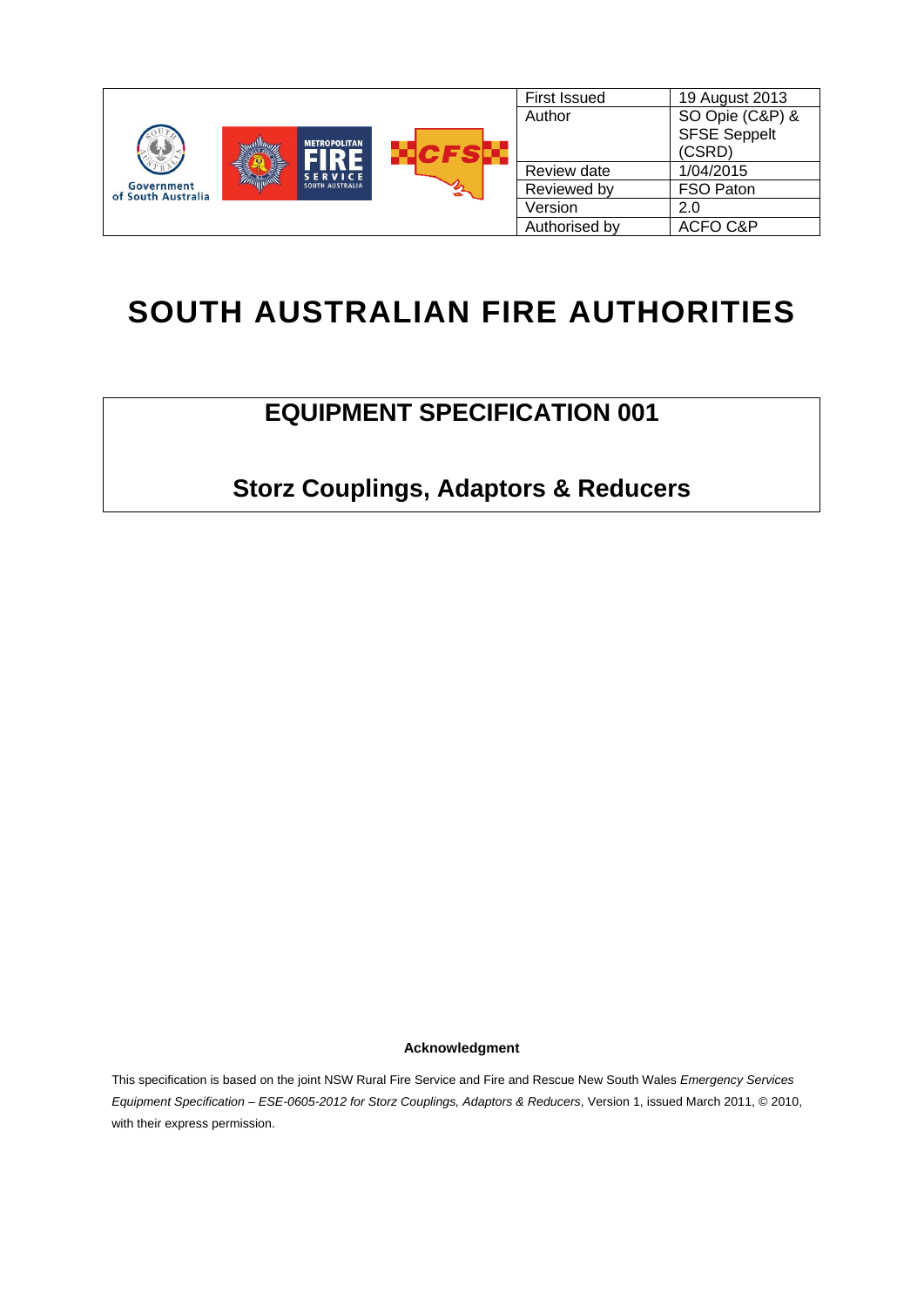| First Issued | 19 August 2013 |
| --- | --- |
| Author | SO Opie (C&P) & SFSE Seppelt (CSRD) |
| Review date | 1/04/2015 |
| Reviewed by | FSO Paton |
| Version | 2.0 |
| Authorised by | ACFO C&P |

# SOUTH AUSTRALIAN FIRE AUTHORITIES

## EQUIPMENT SPECIFICATION 001

## Storz Couplings, Adaptors & Reducers

**Acknowledgment**

This specification is based on the joint NSW Rural Fire Service and Fire and Rescue New South Wales *Emergency Services Equipment Specification – ESE-0605-2012 for Storz Couplings, Adaptors & Reducers*, Version 1, issued March 2011, © 2010, with their express permission.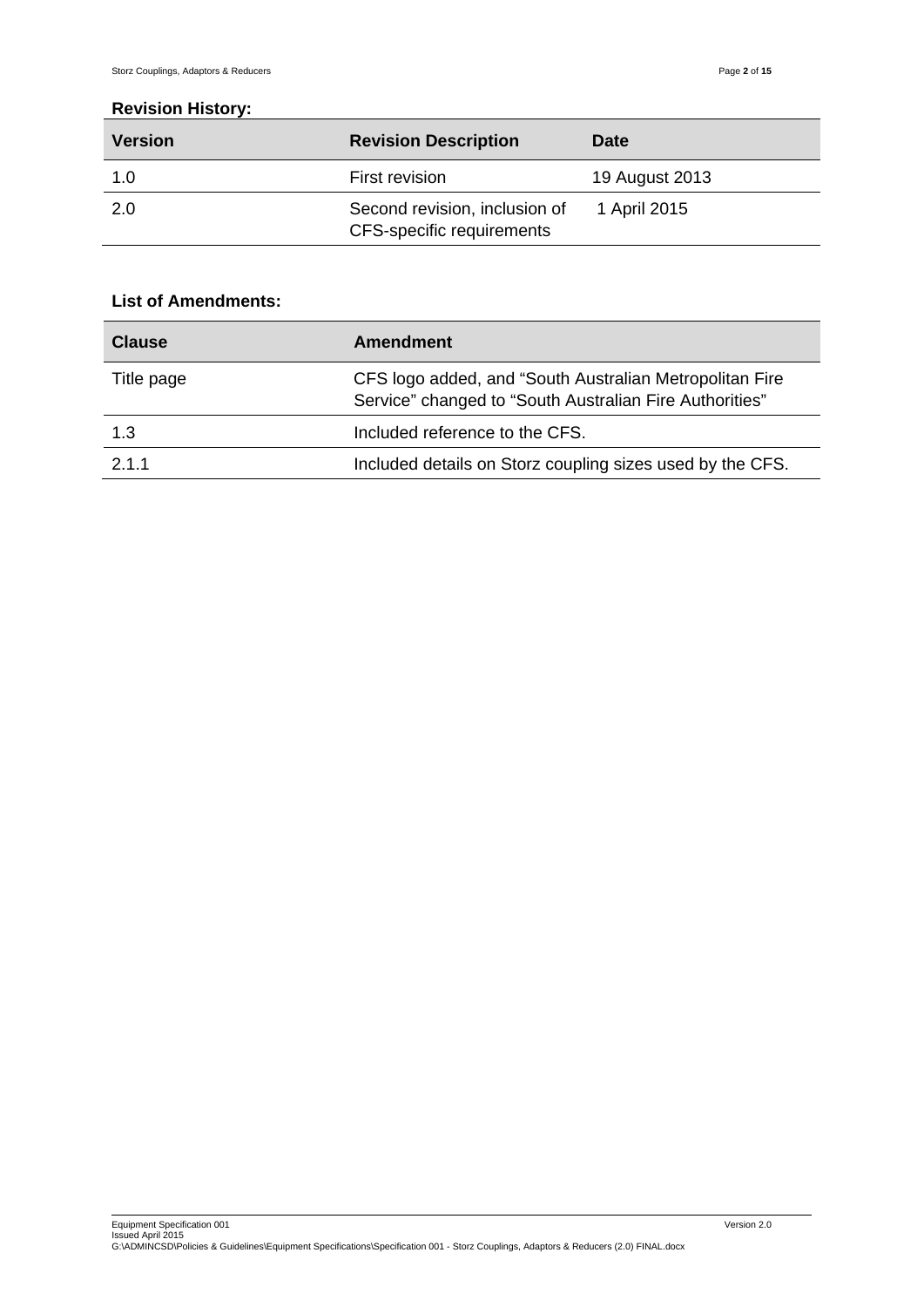**Revision History:**

| Version | Revision Description | Date |
|---|---|---|
| 1.0 | First revision | 19 August 2013 |
| 2.0 | Second revision, inclusion of CFS-specific requirements | 1 April 2015 |

**List of Amendments:**

| Clause | Amendment |
|---|---|
| Title page | CFS logo added, and "South Australian Metropolitan Fire Service" changed to "South Australian Fire Authorities" |
| 1.3 | Included reference to the CFS. |
| 2.1.1 | Included details on Storz coupling sizes used by the CFS. |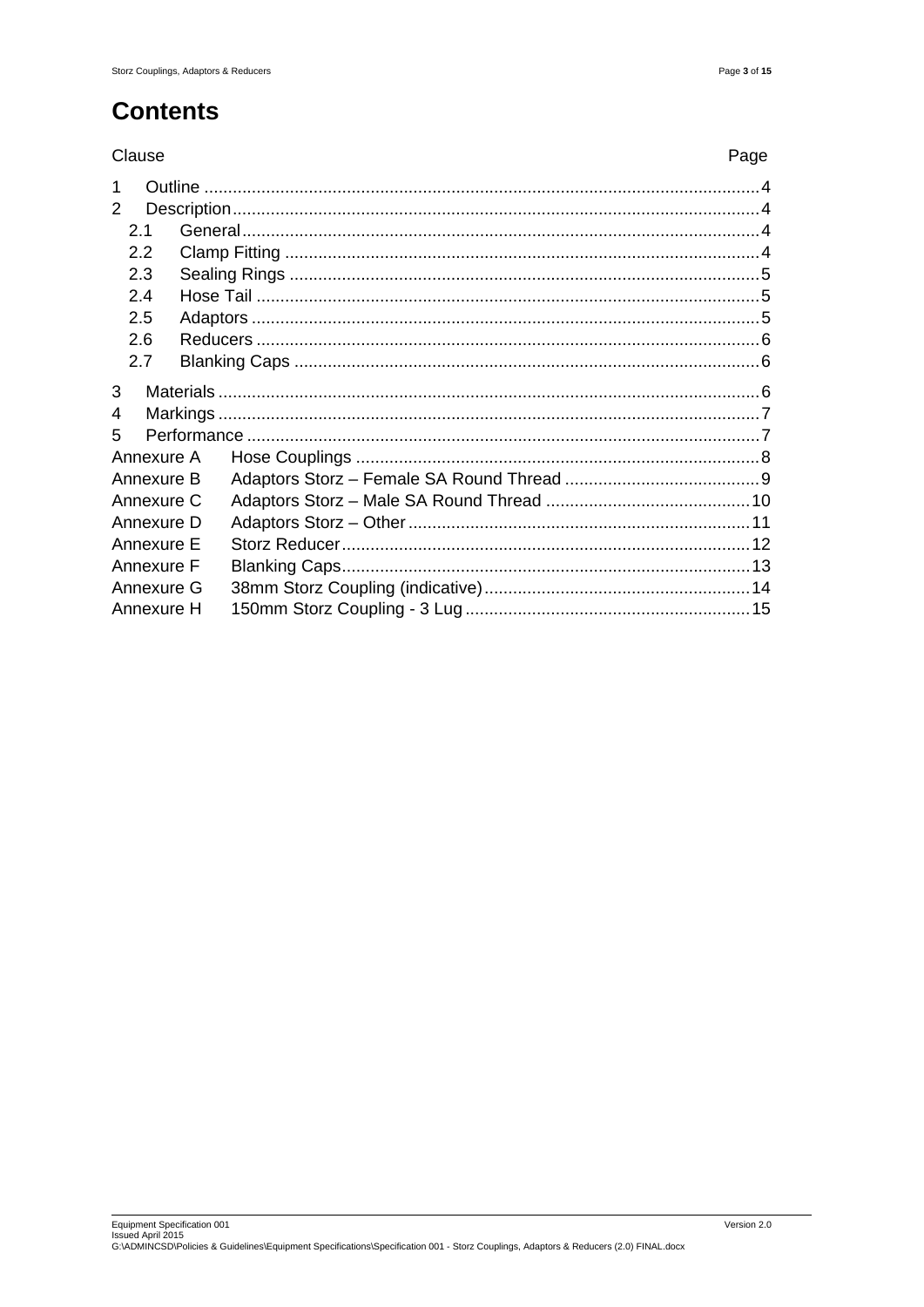# Contents

| Clause | | Page |
|---|---|---|
| 1 | Outline | 4 |
| 2 | Description | 4 |
| 2.1 | General | 4 |
| 2.2 | Clamp Fitting | 4 |
| 2.3 | Sealing Rings | 5 |
| 2.4 | Hose Tail | 5 |
| 2.5 | Adaptors | 5 |
| 2.6 | Reducers | 6 |
| 2.7 | Blanking Caps | 6 |
| 3 | Materials | 6 |
| 4 | Markings | 7 |
| 5 | Performance | 7 |
| Annexure A | Hose Couplings | 8 |
| Annexure B | Adaptors Storz – Female SA Round Thread | 9 |
| Annexure C | Adaptors Storz – Male SA Round Thread | 10 |
| Annexure D | Adaptors Storz – Other | 11 |
| Annexure E | Storz Reducer | 12 |
| Annexure F | Blanking Caps | 13 |
| Annexure G | 38mm Storz Coupling (indicative) | 14 |
| Annexure H | 150mm Storz Coupling - 3 Lug | 15 |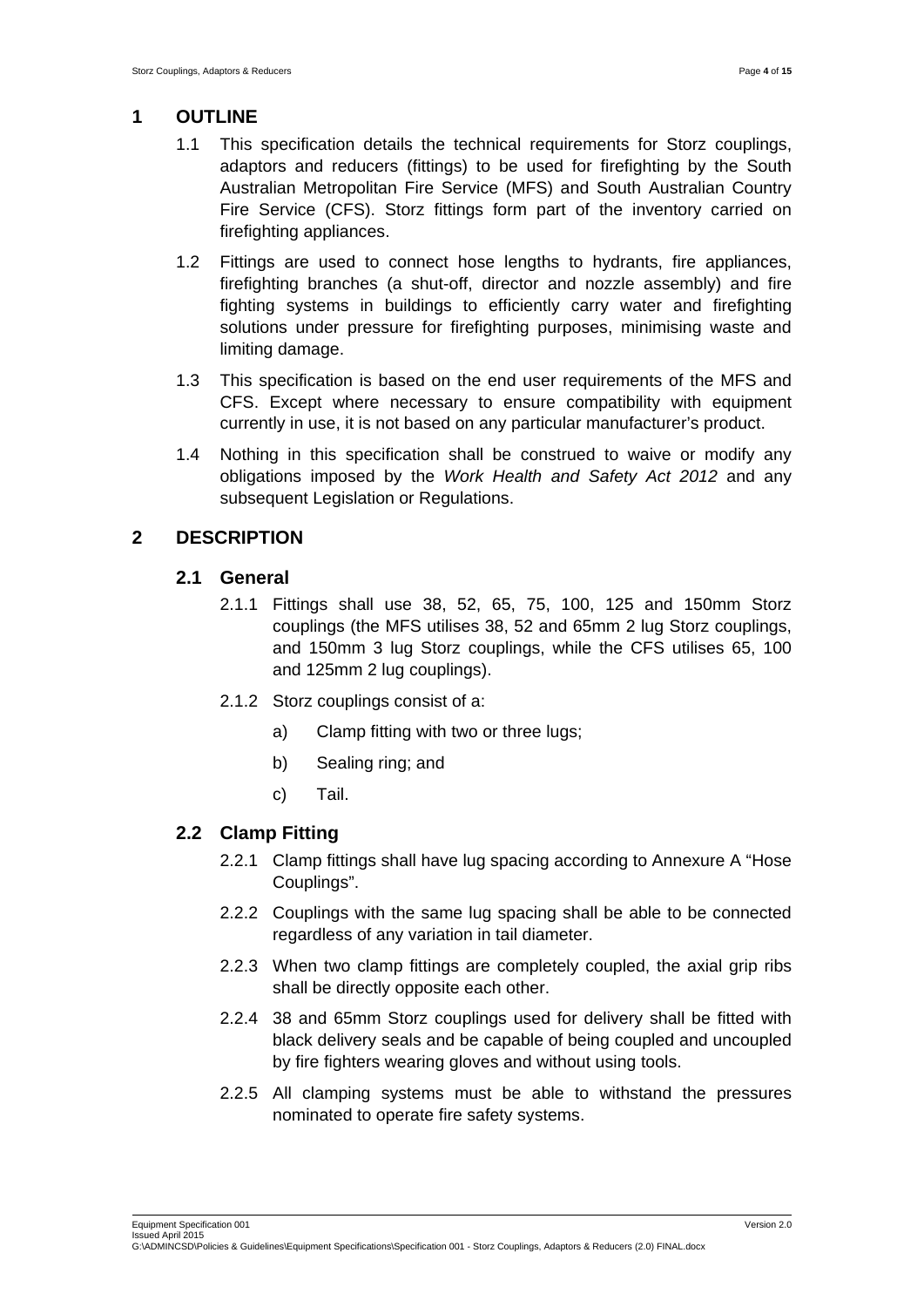# 1 OUTLINE

1.1 This specification details the technical requirements for Storz couplings, adaptors and reducers (fittings) to be used for firefighting by the South Australian Metropolitan Fire Service (MFS) and South Australian Country Fire Service (CFS). Storz fittings form part of the inventory carried on firefighting appliances.

1.2 Fittings are used to connect hose lengths to hydrants, fire appliances, firefighting branches (a shut-off, director and nozzle assembly) and fire fighting systems in buildings to efficiently carry water and firefighting solutions under pressure for firefighting purposes, minimising waste and limiting damage.

1.3 This specification is based on the end user requirements of the MFS and CFS. Except where necessary to ensure compatibility with equipment currently in use, it is not based on any particular manufacturer's product.

1.4 Nothing in this specification shall be construed to waive or modify any obligations imposed by the *Work Health and Safety Act 2012* and any subsequent Legislation or Regulations.

# 2 DESCRIPTION

## 2.1 General

2.1.1 Fittings shall use 38, 52, 65, 75, 100, 125 and 150mm Storz couplings (the MFS utilises 38, 52 and 65mm 2 lug Storz couplings, and 150mm 3 lug Storz couplings, while the CFS utilises 65, 100 and 125mm 2 lug couplings).

2.1.2 Storz couplings consist of a:

a) Clamp fitting with two or three lugs;

b) Sealing ring; and

c) Tail.

## 2.2 Clamp Fitting

2.2.1 Clamp fittings shall have lug spacing according to Annexure A "Hose Couplings".

2.2.2 Couplings with the same lug spacing shall be able to be connected regardless of any variation in tail diameter.

2.2.3 When two clamp fittings are completely coupled, the axial grip ribs shall be directly opposite each other.

2.2.4 38 and 65mm Storz couplings used for delivery shall be fitted with black delivery seals and be capable of being coupled and uncoupled by fire fighters wearing gloves and without using tools.

2.2.5 All clamping systems must be able to withstand the pressures nominated to operate fire safety systems.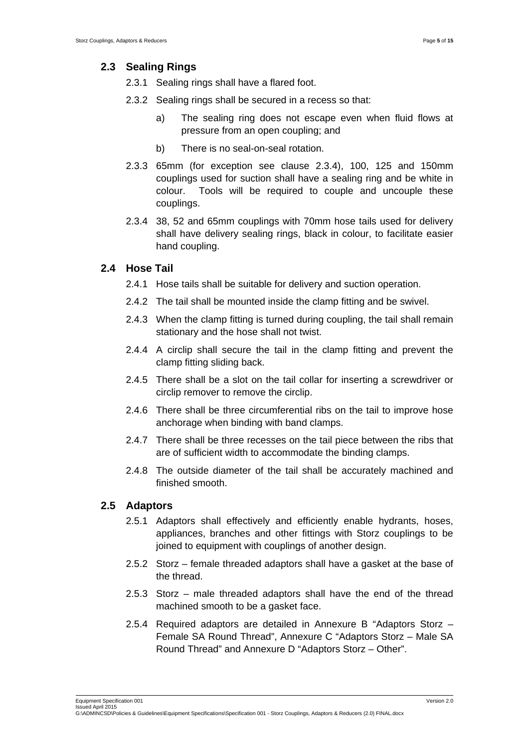## 2.3 Sealing Rings

2.3.1 Sealing rings shall have a flared foot.

2.3.2 Sealing rings shall be secured in a recess so that:

a) The sealing ring does not escape even when fluid flows at pressure from an open coupling; and

b) There is no seal-on-seal rotation.

2.3.3 65mm (for exception see clause 2.3.4), 100, 125 and 150mm couplings used for suction shall have a sealing ring and be white in colour. Tools will be required to couple and uncouple these couplings.

2.3.4 38, 52 and 65mm couplings with 70mm hose tails used for delivery shall have delivery sealing rings, black in colour, to facilitate easier hand coupling.

## 2.4 Hose Tail

2.4.1 Hose tails shall be suitable for delivery and suction operation.

2.4.2 The tail shall be mounted inside the clamp fitting and be swivel.

2.4.3 When the clamp fitting is turned during coupling, the tail shall remain stationary and the hose shall not twist.

2.4.4 A circlip shall secure the tail in the clamp fitting and prevent the clamp fitting sliding back.

2.4.5 There shall be a slot on the tail collar for inserting a screwdriver or circlip remover to remove the circlip.

2.4.6 There shall be three circumferential ribs on the tail to improve hose anchorage when binding with band clamps.

2.4.7 There shall be three recesses on the tail piece between the ribs that are of sufficient width to accommodate the binding clamps.

2.4.8 The outside diameter of the tail shall be accurately machined and finished smooth.

## 2.5 Adaptors

2.5.1 Adaptors shall effectively and efficiently enable hydrants, hoses, appliances, branches and other fittings with Storz couplings to be joined to equipment with couplings of another design.

2.5.2 Storz – female threaded adaptors shall have a gasket at the base of the thread.

2.5.3 Storz – male threaded adaptors shall have the end of the thread machined smooth to be a gasket face.

2.5.4 Required adaptors are detailed in Annexure B "Adaptors Storz – Female SA Round Thread", Annexure C "Adaptors Storz – Male SA Round Thread" and Annexure D "Adaptors Storz – Other".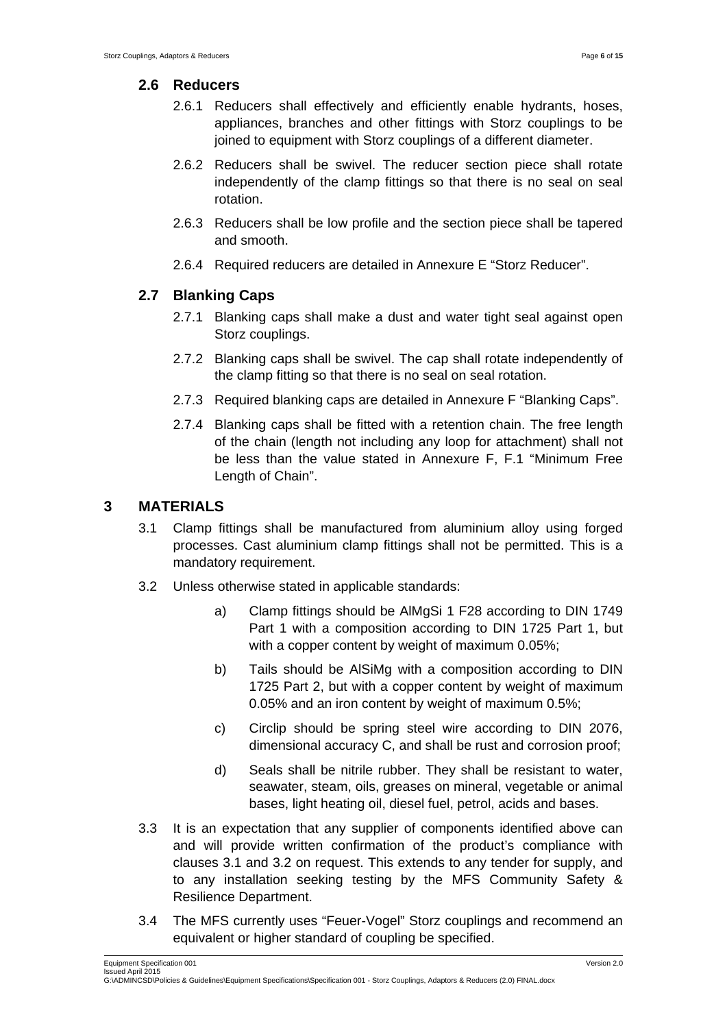## 2.6 Reducers

2.6.1 Reducers shall effectively and efficiently enable hydrants, hoses, appliances, branches and other fittings with Storz couplings to be joined to equipment with Storz couplings of a different diameter.

2.6.2 Reducers shall be swivel. The reducer section piece shall rotate independently of the clamp fittings so that there is no seal on seal rotation.

2.6.3 Reducers shall be low profile and the section piece shall be tapered and smooth.

2.6.4 Required reducers are detailed in Annexure E “Storz Reducer”.

## 2.7 Blanking Caps

2.7.1 Blanking caps shall make a dust and water tight seal against open Storz couplings.

2.7.2 Blanking caps shall be swivel. The cap shall rotate independently of the clamp fitting so that there is no seal on seal rotation.

2.7.3 Required blanking caps are detailed in Annexure F “Blanking Caps”.

2.7.4 Blanking caps shall be fitted with a retention chain. The free length of the chain (length not including any loop for attachment) shall not be less than the value stated in Annexure F, F.1 “Minimum Free Length of Chain”.

# 3 MATERIALS

3.1 Clamp fittings shall be manufactured from aluminium alloy using forged processes. Cast aluminium clamp fittings shall not be permitted. This is a mandatory requirement.

3.2 Unless otherwise stated in applicable standards:

a) Clamp fittings should be AlMgSi 1 F28 according to DIN 1749 Part 1 with a composition according to DIN 1725 Part 1, but with a copper content by weight of maximum 0.05%;

b) Tails should be AlSiMg with a composition according to DIN 1725 Part 2, but with a copper content by weight of maximum 0.05% and an iron content by weight of maximum 0.5%;

c) Circlip should be spring steel wire according to DIN 2076, dimensional accuracy C, and shall be rust and corrosion proof;

d) Seals shall be nitrile rubber. They shall be resistant to water, seawater, steam, oils, greases on mineral, vegetable or animal bases, light heating oil, diesel fuel, petrol, acids and bases.

3.3 It is an expectation that any supplier of components identified above can and will provide written confirmation of the product’s compliance with clauses 3.1 and 3.2 on request. This extends to any tender for supply, and to any installation seeking testing by the MFS Community Safety & Resilience Department.

3.4 The MFS currently uses “Feuer-Vogel” Storz couplings and recommend an equivalent or higher standard of coupling be specified.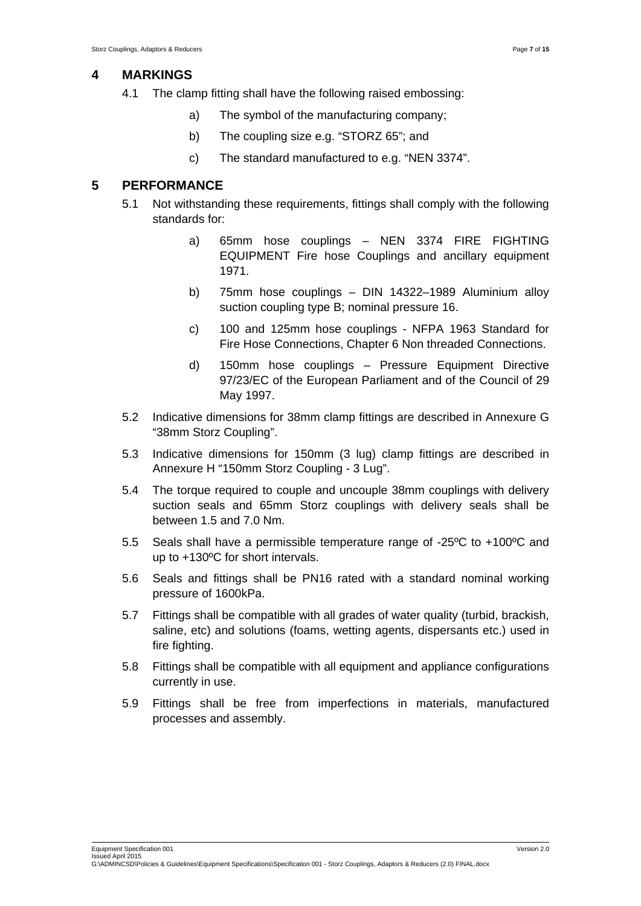## 4 MARKINGS

4.1 The clamp fitting shall have the following raised embossing:

a) The symbol of the manufacturing company;

b) The coupling size e.g. “STORZ 65”; and

c) The standard manufactured to e.g. “NEN 3374”.

## 5 PERFORMANCE

5.1 Not withstanding these requirements, fittings shall comply with the following standards for:

a) 65mm hose couplings – NEN 3374 FIRE FIGHTING EQUIPMENT Fire hose Couplings and ancillary equipment 1971.

b) 75mm hose couplings – DIN 14322–1989 Aluminium alloy suction coupling type B; nominal pressure 16.

c) 100 and 125mm hose couplings - NFPA 1963 Standard for Fire Hose Connections, Chapter 6 Non threaded Connections.

d) 150mm hose couplings – Pressure Equipment Directive 97/23/EC of the European Parliament and of the Council of 29 May 1997.

5.2 Indicative dimensions for 38mm clamp fittings are described in Annexure G “38mm Storz Coupling”.

5.3 Indicative dimensions for 150mm (3 lug) clamp fittings are described in Annexure H “150mm Storz Coupling - 3 Lug”.

5.4 The torque required to couple and uncouple 38mm couplings with delivery suction seals and 65mm Storz couplings with delivery seals shall be between 1.5 and 7.0 Nm.

5.5 Seals shall have a permissible temperature range of -25ºC to +100ºC and up to +130ºC for short intervals.

5.6 Seals and fittings shall be PN16 rated with a standard nominal working pressure of 1600kPa.

5.7 Fittings shall be compatible with all grades of water quality (turbid, brackish, saline, etc) and solutions (foams, wetting agents, dispersants etc.) used in fire fighting.

5.8 Fittings shall be compatible with all equipment and appliance configurations currently in use.

5.9 Fittings shall be free from imperfections in materials, manufactured processes and assembly.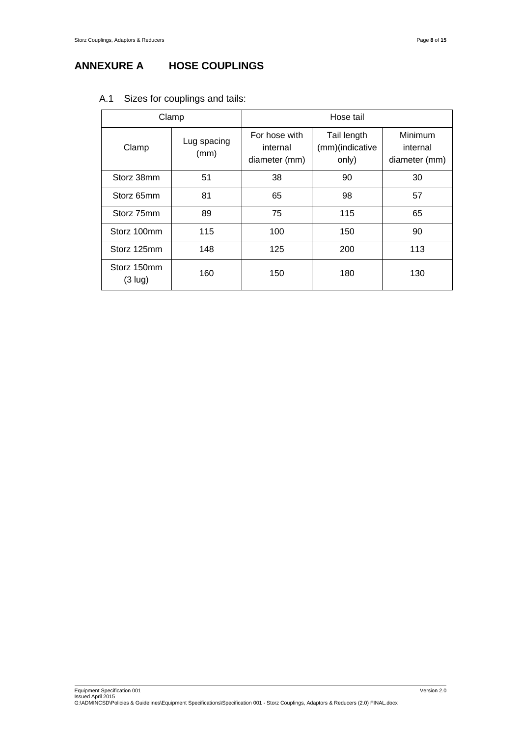# ANNEXURE A HOSE COUPLINGS

## A.1 Sizes for couplings and tails:

| Clamp | | Hose tail | | |
|---|---|---|---|---|
| Clamp | Lug spacing (mm) | For hose with internal diameter (mm) | Tail length (mm)(indicative only) | Minimum internal diameter (mm) |
| Storz 38mm | 51 | 38 | 90 | 30 |
| Storz 65mm | 81 | 65 | 98 | 57 |
| Storz 75mm | 89 | 75 | 115 | 65 |
| Storz 100mm | 115 | 100 | 150 | 90 |
| Storz 125mm | 148 | 125 | 200 | 113 |
| Storz 150mm (3 lug) | 160 | 150 | 180 | 130 |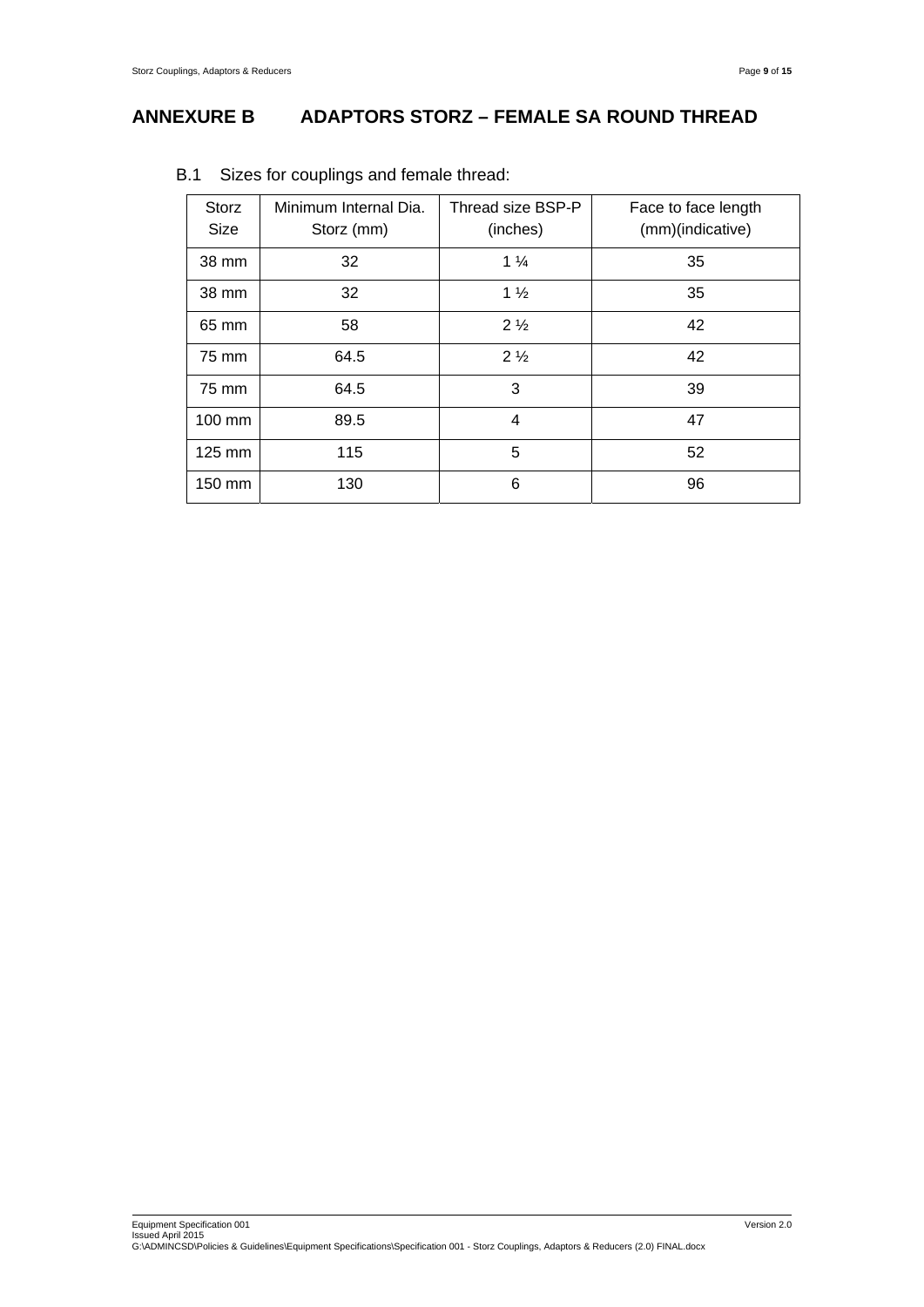# ANNEXURE B ADAPTORS STORZ – FEMALE SA ROUND THREAD

B.1 Sizes for couplings and female thread:

| Storz Size | Minimum Internal Dia. Storz (mm) | Thread size BSP-P (inches) | Face to face length (mm)(indicative) |
|---|---|---|---|
| 38 mm | 32 | 1 ¼ | 35 |
| 38 mm | 32 | 1 ½ | 35 |
| 65 mm | 58 | 2 ½ | 42 |
| 75 mm | 64.5 | 2 ½ | 42 |
| 75 mm | 64.5 | 3 | 39 |
| 100 mm | 89.5 | 4 | 47 |
| 125 mm | 115 | 5 | 52 |
| 150 mm | 130 | 6 | 96 |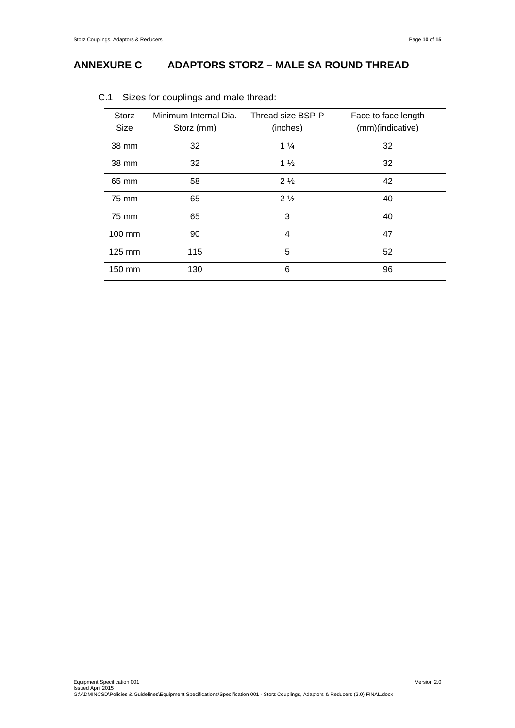# ANNEXURE C ADAPTORS STORZ – MALE SA ROUND THREAD

C.1 Sizes for couplings and male thread:

| Storz Size | Minimum Internal Dia. Storz (mm) | Thread size BSP-P (inches) | Face to face length (mm)(indicative) |
|---|---|---|---|
| 38 mm | 32 | 1 ¼ | 32 |
| 38 mm | 32 | 1 ½ | 32 |
| 65 mm | 58 | 2 ½ | 42 |
| 75 mm | 65 | 2 ½ | 40 |
| 75 mm | 65 | 3 | 40 |
| 100 mm | 90 | 4 | 47 |
| 125 mm | 115 | 5 | 52 |
| 150 mm | 130 | 6 | 96 |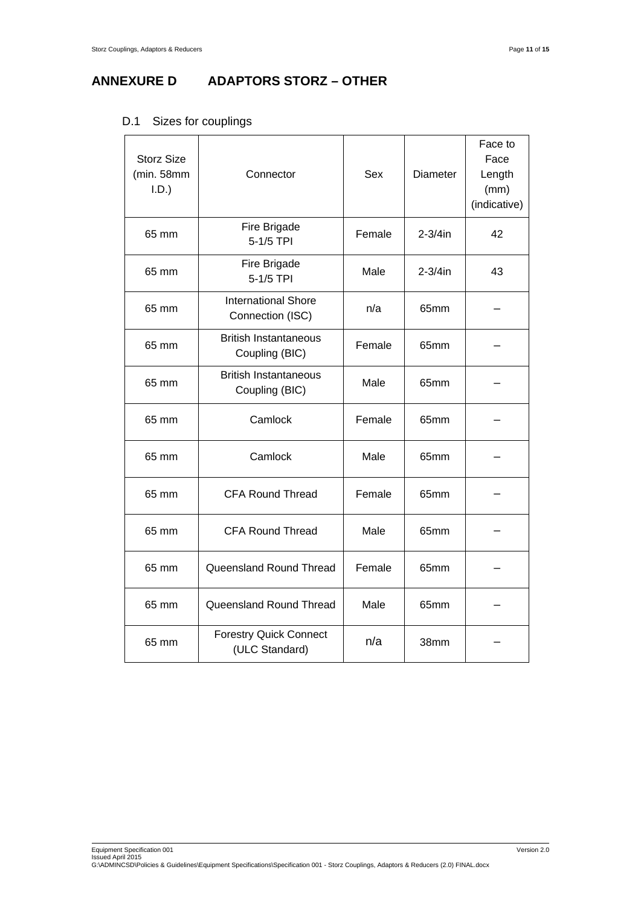# ANNEXURE D ADAPTORS STORZ – OTHER

## D.1 Sizes for couplings

| Storz Size (min. 58mm I.D.) | Connector | Sex | Diameter | Face to Face Length (mm) (indicative) |
|---|---|---|---|---|
| 65 mm | Fire Brigade 5-1/5 TPI | Female | 2-3/4in | 42 |
| 65 mm | Fire Brigade 5-1/5 TPI | Male | 2-3/4in | 43 |
| 65 mm | International Shore Connection (ISC) | n/a | 65mm | – |
| 65 mm | British Instantaneous Coupling (BIC) | Female | 65mm | – |
| 65 mm | British Instantaneous Coupling (BIC) | Male | 65mm | – |
| 65 mm | Camlock | Female | 65mm | – |
| 65 mm | Camlock | Male | 65mm | – |
| 65 mm | CFA Round Thread | Female | 65mm | – |
| 65 mm | CFA Round Thread | Male | 65mm | – |
| 65 mm | Queensland Round Thread | Female | 65mm | – |
| 65 mm | Queensland Round Thread | Male | 65mm | – |
| 65 mm | Forestry Quick Connect (ULC Standard) | n/a | 38mm | – |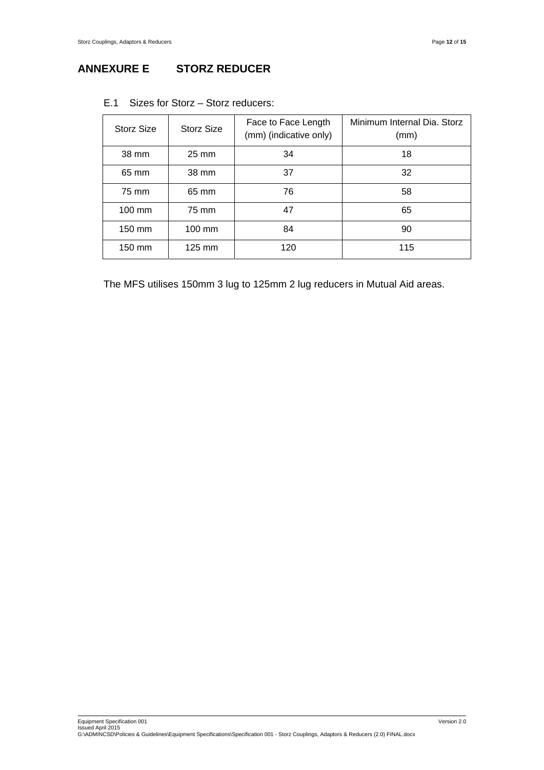# ANNEXURE E STORZ REDUCER

E.1 Sizes for Storz – Storz reducers:

| Storz Size | Storz Size | Face to Face Length (mm) (indicative only) | Minimum Internal Dia. Storz (mm) |
|---|---|---|---|
| 38 mm | 25 mm | 34 | 18 |
| 65 mm | 38 mm | 37 | 32 |
| 75 mm | 65 mm | 76 | 58 |
| 100 mm | 75 mm | 47 | 65 |
| 150 mm | 100 mm | 84 | 90 |
| 150 mm | 125 mm | 120 | 115 |

The MFS utilises 150mm 3 lug to 125mm 2 lug reducers in Mutual Aid areas.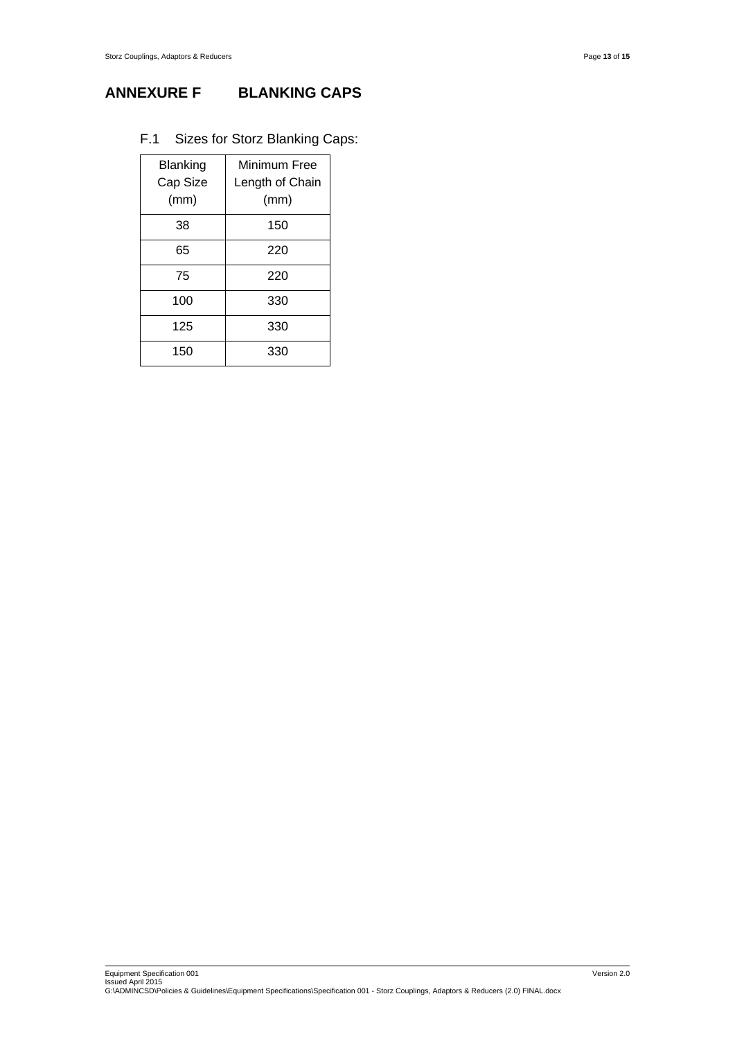# ANNEXURE F BLANKING CAPS

F.1 Sizes for Storz Blanking Caps:

| Blanking Cap Size (mm) | Minimum Free Length of Chain (mm) |
|---|---|
| 38 | 150 |
| 65 | 220 |
| 75 | 220 |
| 100 | 330 |
| 125 | 330 |
| 150 | 330 |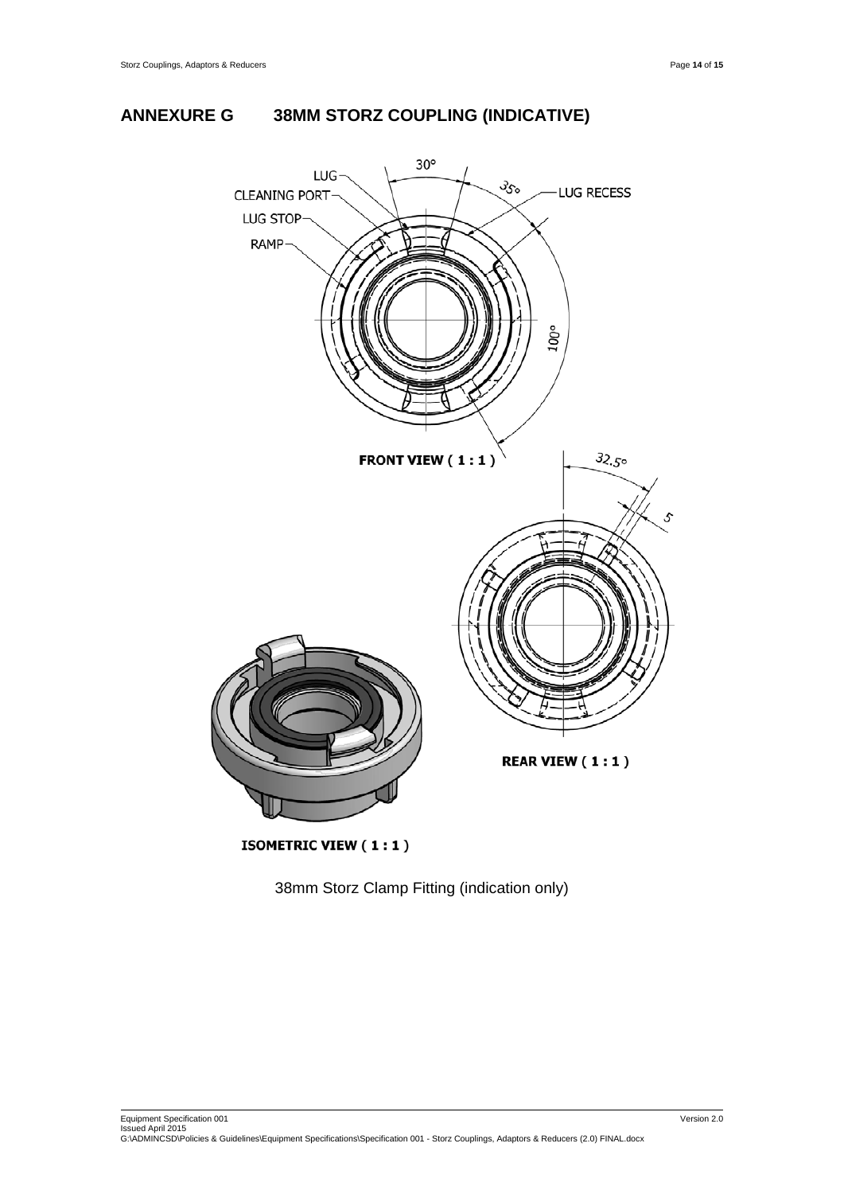# ANNEXURE G 38MM STORZ COUPLING (INDICATIVE)

LUG

CLEANING PORT

LUG STOP

RAMP

30°

35°

LUG RECESS

100°

**FRONT VIEW ( 1 : 1 )**

32.5°

5

**REAR VIEW ( 1 : 1 )**

**ISOMETRIC VIEW ( 1 : 1 )**

38mm Storz Clamp Fitting (indication only)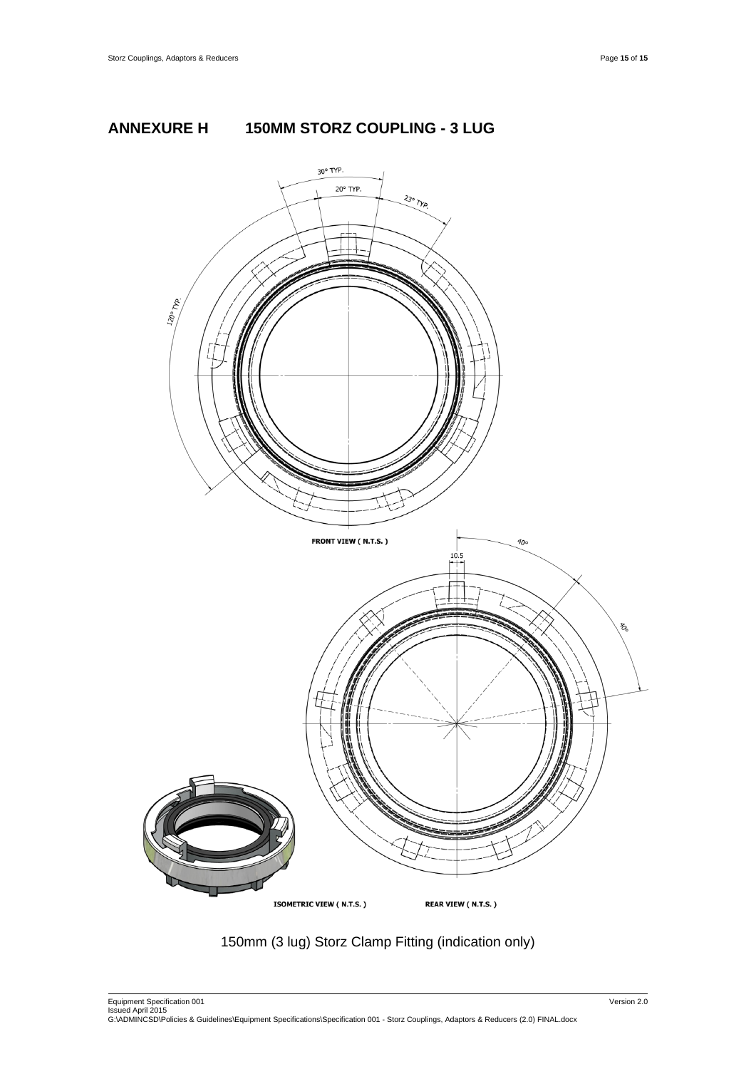# ANNEXURE H 150MM STORZ COUPLING - 3 LUG

30° TYP.

20° TYP.

23° TYP.

120° TYP.

FRONT VIEW ( N.T.S. )

40°

10.5

40°

ISOMETRIC VIEW ( N.T.S. )

REAR VIEW ( N.T.S. )

150mm (3 lug) Storz Clamp Fitting (indication only)